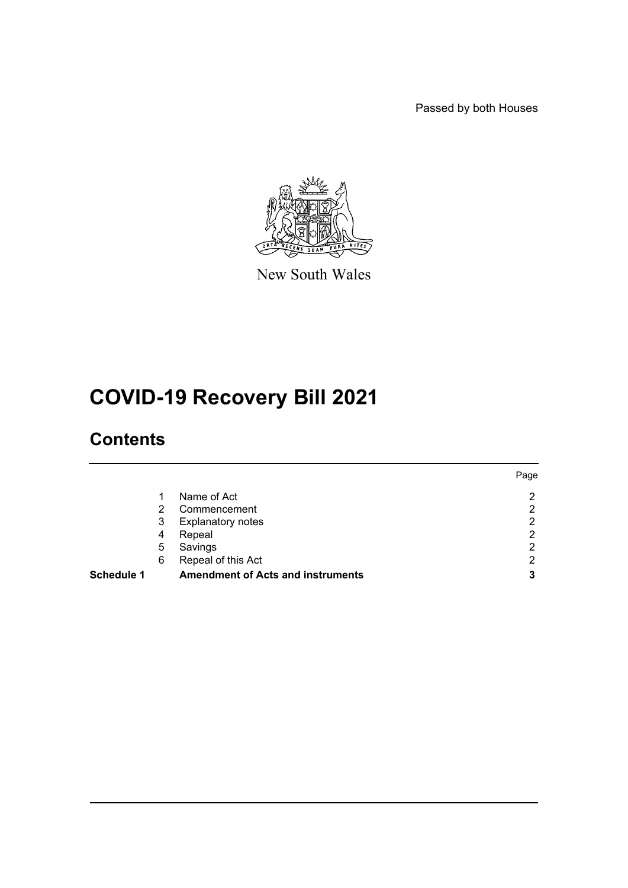Passed by both Houses

New South Wales

# COVID-19 Recovery Bill 2021

## Contents

| | | | Page |
|---|---|---|---|
| | 1 | Name of Act | 2 |
| | 2 | Commencement | 2 |
| | 3 | Explanatory notes | 2 |
| | 4 | Repeal | 2 |
| | 5 | Savings | 2 |
| | 6 | Repeal of this Act | 2 |
| **Schedule 1** | | **Amendment of Acts and instruments** | **3** |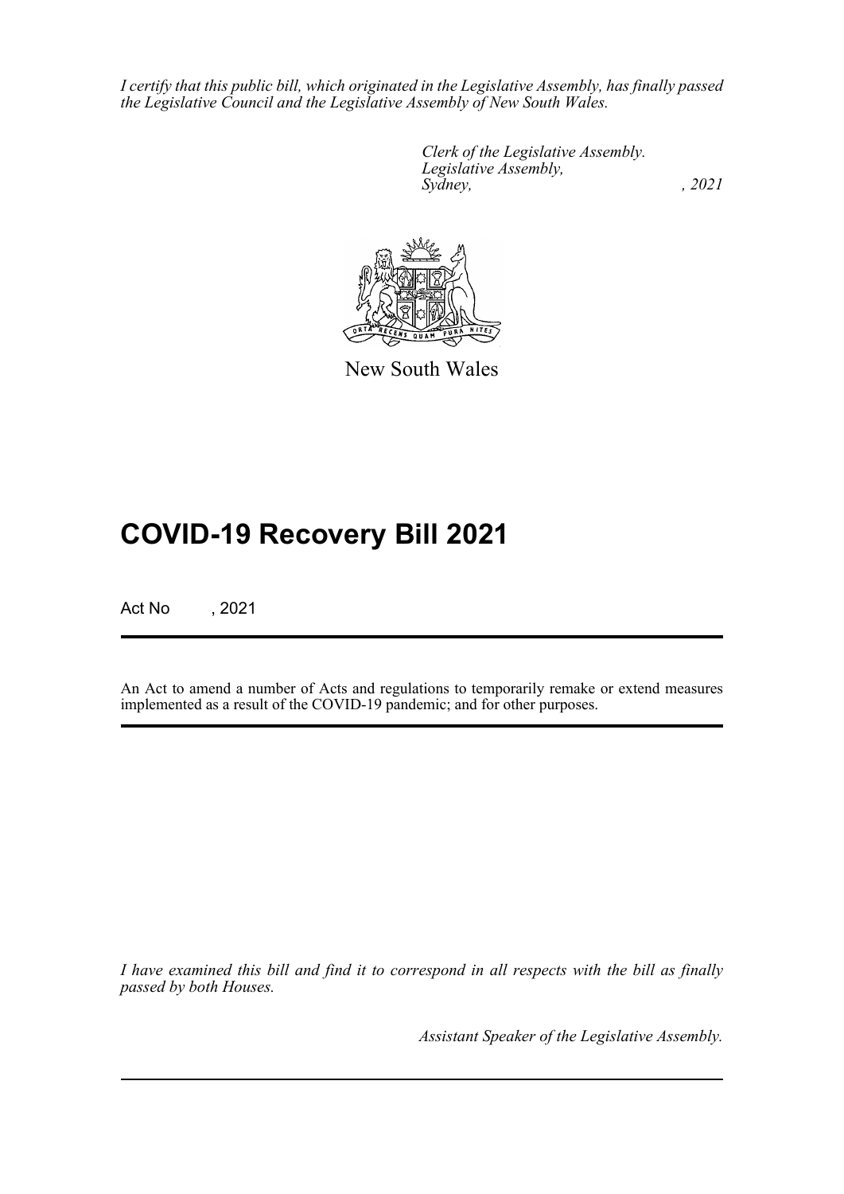*I certify that this public bill, which originated in the Legislative Assembly, has finally passed the Legislative Council and the Legislative Assembly of New South Wales.*

*Clerk of the Legislative Assembly.*
*Legislative Assembly,*
*Sydney, , 2021*

New South Wales

# COVID-19 Recovery Bill 2021

Act No , 2021

An Act to amend a number of Acts and regulations to temporarily remake or extend measures implemented as a result of the COVID-19 pandemic; and for other purposes.

*I have examined this bill and find it to correspond in all respects with the bill as finally passed by both Houses.*

*Assistant Speaker of the Legislative Assembly.*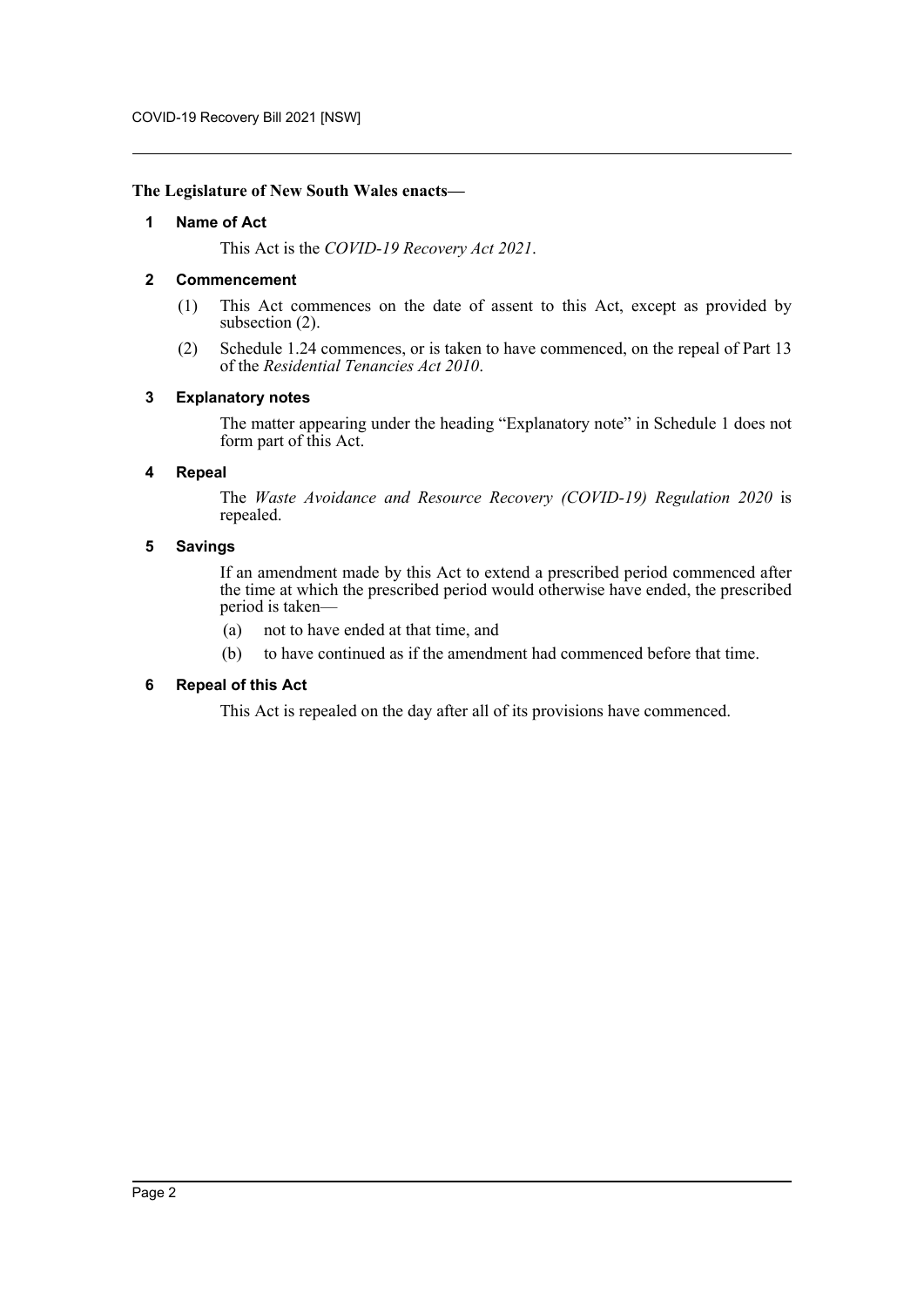**The Legislature of New South Wales enacts—**

### 1 Name of Act

This Act is the *COVID-19 Recovery Act 2021*.

### 2 Commencement

(1) This Act commences on the date of assent to this Act, except as provided by subsection (2).

(2) Schedule 1.24 commences, or is taken to have commenced, on the repeal of Part 13 of the *Residential Tenancies Act 2010*.

### 3 Explanatory notes

The matter appearing under the heading "Explanatory note" in Schedule 1 does not form part of this Act.

### 4 Repeal

The *Waste Avoidance and Resource Recovery (COVID-19) Regulation 2020* is repealed.

### 5 Savings

If an amendment made by this Act to extend a prescribed period commenced after the time at which the prescribed period would otherwise have ended, the prescribed period is taken—

(a) not to have ended at that time, and

(b) to have continued as if the amendment had commenced before that time.

### 6 Repeal of this Act

This Act is repealed on the day after all of its provisions have commenced.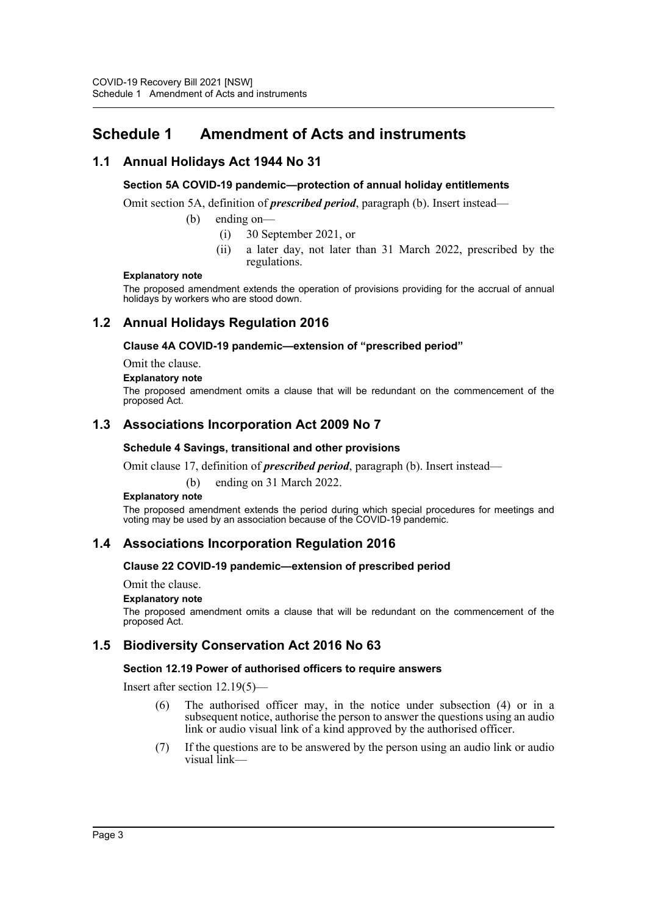# Schedule 1 Amendment of Acts and instruments

## 1.1 Annual Holidays Act 1944 No 31

### Section 5A COVID-19 pandemic—protection of annual holiday entitlements

Omit section 5A, definition of ***prescribed period***, paragraph (b). Insert instead—

(b) ending on—

(i) 30 September 2021, or

(ii) a later day, not later than 31 March 2022, prescribed by the regulations.

**Explanatory note**

The proposed amendment extends the operation of provisions providing for the accrual of annual holidays by workers who are stood down.

## 1.2 Annual Holidays Regulation 2016

### Clause 4A COVID-19 pandemic—extension of "prescribed period"

Omit the clause.

**Explanatory note**

The proposed amendment omits a clause that will be redundant on the commencement of the proposed Act.

## 1.3 Associations Incorporation Act 2009 No 7

### Schedule 4 Savings, transitional and other provisions

Omit clause 17, definition of ***prescribed period***, paragraph (b). Insert instead—

(b) ending on 31 March 2022.

**Explanatory note**

The proposed amendment extends the period during which special procedures for meetings and voting may be used by an association because of the COVID-19 pandemic.

## 1.4 Associations Incorporation Regulation 2016

### Clause 22 COVID-19 pandemic—extension of prescribed period

Omit the clause.

**Explanatory note**

The proposed amendment omits a clause that will be redundant on the commencement of the proposed Act.

## 1.5 Biodiversity Conservation Act 2016 No 63

### Section 12.19 Power of authorised officers to require answers

Insert after section 12.19(5)—

(6) The authorised officer may, in the notice under subsection (4) or in a subsequent notice, authorise the person to answer the questions using an audio link or audio visual link of a kind approved by the authorised officer.

(7) If the questions are to be answered by the person using an audio link or audio visual link—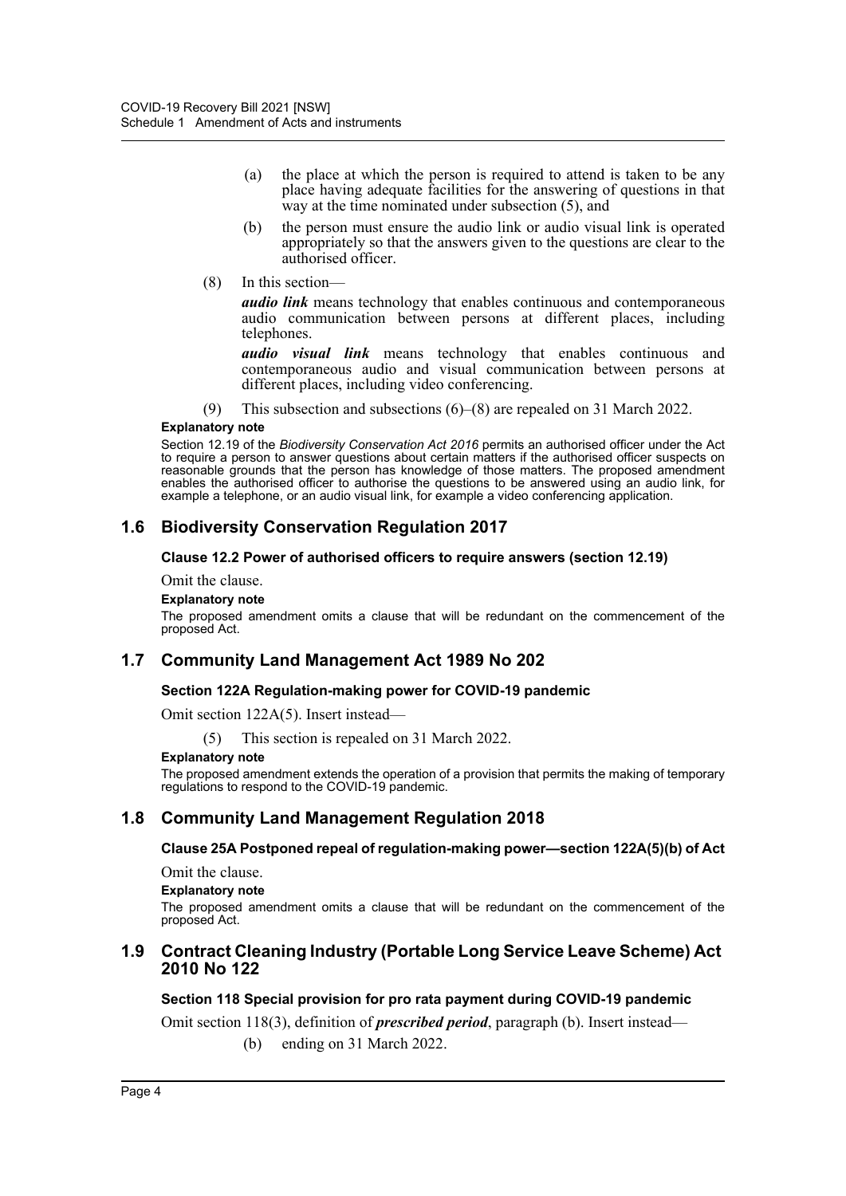(a) the place at which the person is required to attend is taken to be any place having adequate facilities for the answering of questions in that way at the time nominated under subsection (5), and

(b) the person must ensure the audio link or audio visual link is operated appropriately so that the answers given to the questions are clear to the authorised officer.

(8) In this section—

***audio link*** means technology that enables continuous and contemporaneous audio communication between persons at different places, including telephones.

***audio visual link*** means technology that enables continuous and contemporaneous audio and visual communication between persons at different places, including video conferencing.

(9) This subsection and subsections (6)–(8) are repealed on 31 March 2022.

**Explanatory note**

Section 12.19 of the *Biodiversity Conservation Act 2016* permits an authorised officer under the Act to require a person to answer questions about certain matters if the authorised officer suspects on reasonable grounds that the person has knowledge of those matters. The proposed amendment enables the authorised officer to authorise the questions to be answered using an audio link, for example a telephone, or an audio visual link, for example a video conferencing application.

## 1.6 Biodiversity Conservation Regulation 2017

#### Clause 12.2 Power of authorised officers to require answers (section 12.19)

Omit the clause.

**Explanatory note**

The proposed amendment omits a clause that will be redundant on the commencement of the proposed Act.

## 1.7 Community Land Management Act 1989 No 202

#### Section 122A Regulation-making power for COVID-19 pandemic

Omit section 122A(5). Insert instead—

(5) This section is repealed on 31 March 2022.

**Explanatory note**

The proposed amendment extends the operation of a provision that permits the making of temporary regulations to respond to the COVID-19 pandemic.

## 1.8 Community Land Management Regulation 2018

#### Clause 25A Postponed repeal of regulation-making power—section 122A(5)(b) of Act

Omit the clause.

**Explanatory note**

The proposed amendment omits a clause that will be redundant on the commencement of the proposed Act.

## 1.9 Contract Cleaning Industry (Portable Long Service Leave Scheme) Act 2010 No 122

#### Section 118 Special provision for pro rata payment during COVID-19 pandemic

Omit section 118(3), definition of ***prescribed period***, paragraph (b). Insert instead—

(b) ending on 31 March 2022.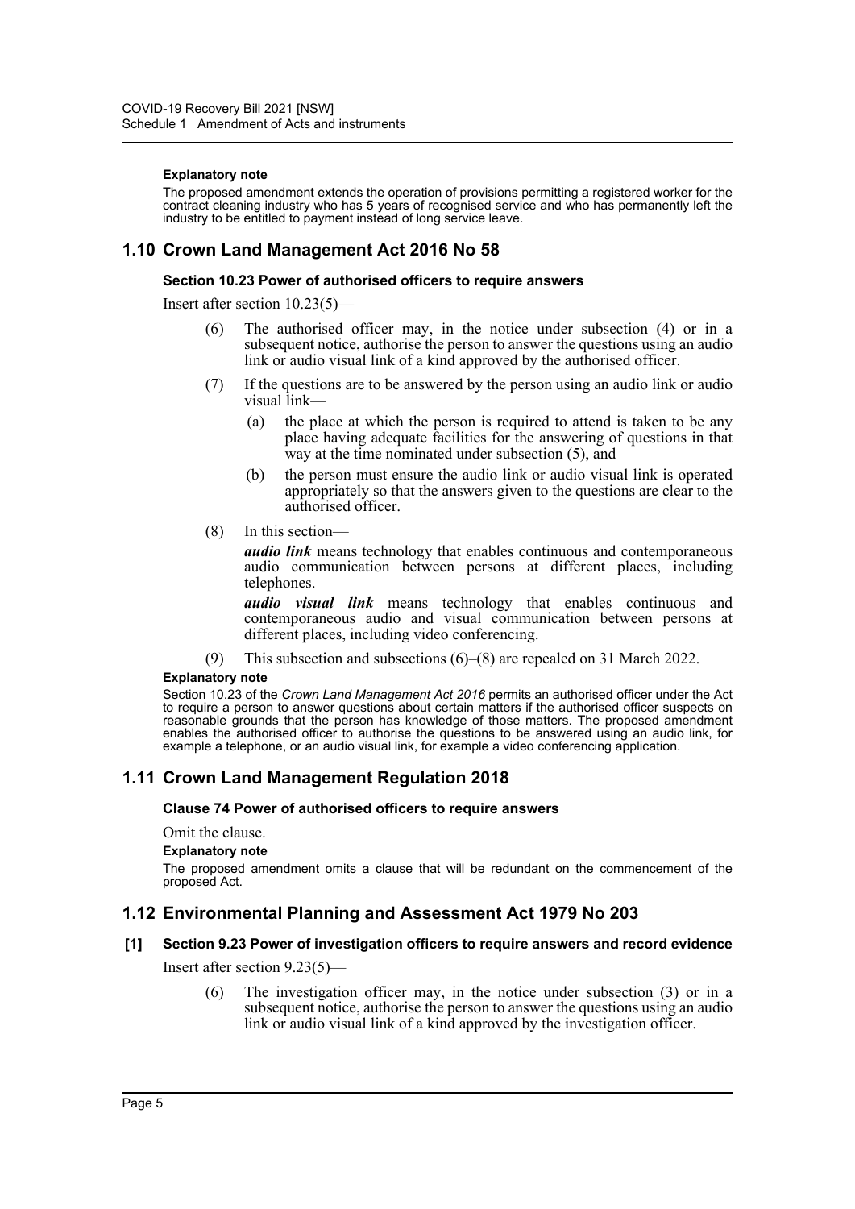**Explanatory note**

The proposed amendment extends the operation of provisions permitting a registered worker for the contract cleaning industry who has 5 years of recognised service and who has permanently left the industry to be entitled to payment instead of long service leave.

## 1.10 Crown Land Management Act 2016 No 58

### Section 10.23 Power of authorised officers to require answers

Insert after section 10.23(5)—

(6) The authorised officer may, in the notice under subsection (4) or in a subsequent notice, authorise the person to answer the questions using an audio link or audio visual link of a kind approved by the authorised officer.

(7) If the questions are to be answered by the person using an audio link or audio visual link—

(a) the place at which the person is required to attend is taken to be any place having adequate facilities for the answering of questions in that way at the time nominated under subsection (5), and

(b) the person must ensure the audio link or audio visual link is operated appropriately so that the answers given to the questions are clear to the authorised officer.

(8) In this section—

***audio link*** means technology that enables continuous and contemporaneous audio communication between persons at different places, including telephones.

***audio visual link*** means technology that enables continuous and contemporaneous audio and visual communication between persons at different places, including video conferencing.

(9) This subsection and subsections (6)–(8) are repealed on 31 March 2022.

**Explanatory note**

Section 10.23 of the *Crown Land Management Act 2016* permits an authorised officer under the Act to require a person to answer questions about certain matters if the authorised officer suspects on reasonable grounds that the person has knowledge of those matters. The proposed amendment enables the authorised officer to authorise the questions to be answered using an audio link, for example a telephone, or an audio visual link, for example a video conferencing application.

## 1.11 Crown Land Management Regulation 2018

### Clause 74 Power of authorised officers to require answers

Omit the clause.

**Explanatory note**

The proposed amendment omits a clause that will be redundant on the commencement of the proposed Act.

## 1.12 Environmental Planning and Assessment Act 1979 No 203

### [1] Section 9.23 Power of investigation officers to require answers and record evidence

Insert after section 9.23(5)—

(6) The investigation officer may, in the notice under subsection (3) or in a subsequent notice, authorise the person to answer the questions using an audio link or audio visual link of a kind approved by the investigation officer.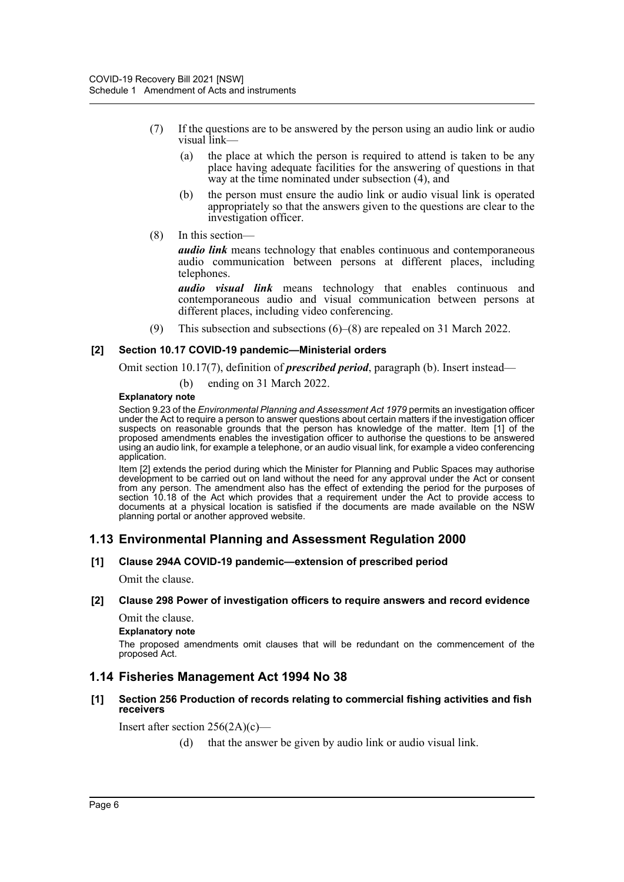(7) If the questions are to be answered by the person using an audio link or audio visual link—

 (a) the place at which the person is required to attend is taken to be any place having adequate facilities for the answering of questions in that way at the time nominated under subsection (4), and

 (b) the person must ensure the audio link or audio visual link is operated appropriately so that the answers given to the questions are clear to the investigation officer.

(8) In this section—

***audio link*** means technology that enables continuous and contemporaneous audio communication between persons at different places, including telephones.

***audio visual link*** means technology that enables continuous and contemporaneous audio and visual communication between persons at different places, including video conferencing.

(9) This subsection and subsections (6)–(8) are repealed on 31 March 2022.

**[2] Section 10.17 COVID-19 pandemic—Ministerial orders**

Omit section 10.17(7), definition of ***prescribed period***, paragraph (b). Insert instead—

 (b) ending on 31 March 2022.

**Explanatory note**

Section 9.23 of the *Environmental Planning and Assessment Act 1979* permits an investigation officer under the Act to require a person to answer questions about certain matters if the investigation officer suspects on reasonable grounds that the person has knowledge of the matter. Item [1] of the proposed amendments enables the investigation officer to authorise the questions to be answered using an audio link, for example a telephone, or an audio visual link, for example a video conferencing application.

Item [2] extends the period during which the Minister for Planning and Public Spaces may authorise development to be carried out on land without the need for any approval under the Act or consent from any person. The amendment also has the effect of extending the period for the purposes of section 10.18 of the Act which provides that a requirement under the Act to provide access to documents at a physical location is satisfied if the documents are made available on the NSW planning portal or another approved website.

## 1.13 Environmental Planning and Assessment Regulation 2000

**[1] Clause 294A COVID-19 pandemic—extension of prescribed period**

Omit the clause.

**[2] Clause 298 Power of investigation officers to require answers and record evidence**

Omit the clause.

**Explanatory note**

The proposed amendments omit clauses that will be redundant on the commencement of the proposed Act.

## 1.14 Fisheries Management Act 1994 No 38

**[1] Section 256 Production of records relating to commercial fishing activities and fish receivers**

Insert after section 256(2A)(c)—

 (d) that the answer be given by audio link or audio visual link.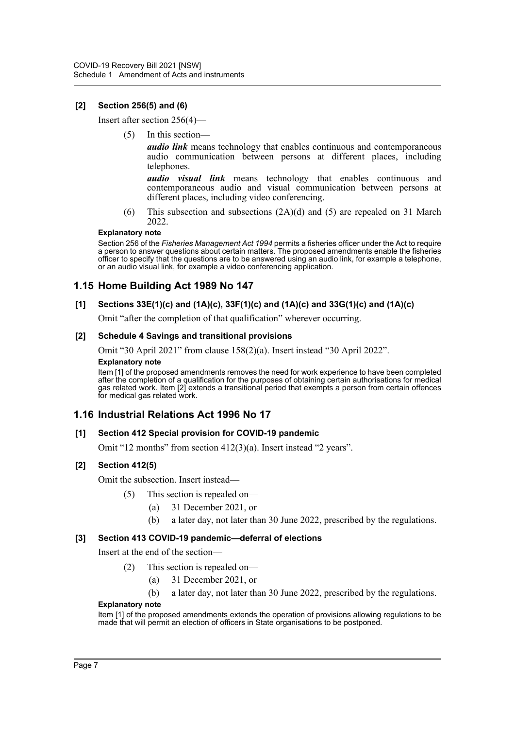### [2] Section 256(5) and (6)

Insert after section 256(4)—

(5) In this section—

***audio link*** means technology that enables continuous and contemporaneous audio communication between persons at different places, including telephones.

***audio visual link*** means technology that enables continuous and contemporaneous audio and visual communication between persons at different places, including video conferencing.

(6) This subsection and subsections (2A)(d) and (5) are repealed on 31 March 2022.

**Explanatory note**

Section 256 of the *Fisheries Management Act 1994* permits a fisheries officer under the Act to require a person to answer questions about certain matters. The proposed amendments enable the fisheries officer to specify that the questions are to be answered using an audio link, for example a telephone, or an audio visual link, for example a video conferencing application.

## 1.15 Home Building Act 1989 No 147

### [1] Sections 33E(1)(c) and (1A)(c), 33F(1)(c) and (1A)(c) and 33G(1)(c) and (1A)(c)

Omit "after the completion of that qualification" wherever occurring.

### [2] Schedule 4 Savings and transitional provisions

Omit "30 April 2021" from clause 158(2)(a). Insert instead "30 April 2022".

**Explanatory note**

Item [1] of the proposed amendments removes the need for work experience to have been completed after the completion of a qualification for the purposes of obtaining certain authorisations for medical gas related work. Item [2] extends a transitional period that exempts a person from certain offences for medical gas related work.

## 1.16 Industrial Relations Act 1996 No 17

### [1] Section 412 Special provision for COVID-19 pandemic

Omit "12 months" from section 412(3)(a). Insert instead "2 years".

### [2] Section 412(5)

Omit the subsection. Insert instead—

(5) This section is repealed on—

(a) 31 December 2021, or

(b) a later day, not later than 30 June 2022, prescribed by the regulations.

### [3] Section 413 COVID-19 pandemic—deferral of elections

Insert at the end of the section—

(2) This section is repealed on—

(a) 31 December 2021, or

(b) a later day, not later than 30 June 2022, prescribed by the regulations.

**Explanatory note**

Item [1] of the proposed amendments extends the operation of provisions allowing regulations to be made that will permit an election of officers in State organisations to be postponed.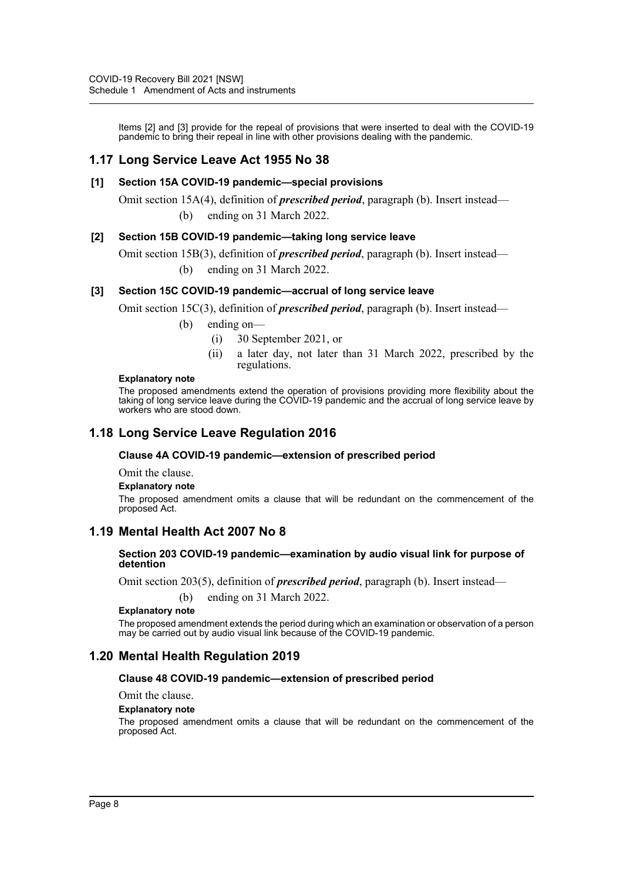Items [2] and [3] provide for the repeal of provisions that were inserted to deal with the COVID-19 pandemic to bring their repeal in line with other provisions dealing with the pandemic.

## 1.17 Long Service Leave Act 1955 No 38

### [1] Section 15A COVID-19 pandemic—special provisions

Omit section 15A(4), definition of ***prescribed period***, paragraph (b). Insert instead—

(b) ending on 31 March 2022.

### [2] Section 15B COVID-19 pandemic—taking long service leave

Omit section 15B(3), definition of ***prescribed period***, paragraph (b). Insert instead—

(b) ending on 31 March 2022.

### [3] Section 15C COVID-19 pandemic—accrual of long service leave

Omit section 15C(3), definition of ***prescribed period***, paragraph (b). Insert instead—

(b) ending on—

(i) 30 September 2021, or

(ii) a later day, not later than 31 March 2022, prescribed by the regulations.

**Explanatory note**

The proposed amendments extend the operation of provisions providing more flexibility about the taking of long service leave during the COVID-19 pandemic and the accrual of long service leave by workers who are stood down.

## 1.18 Long Service Leave Regulation 2016

### Clause 4A COVID-19 pandemic—extension of prescribed period

Omit the clause.

**Explanatory note**

The proposed amendment omits a clause that will be redundant on the commencement of the proposed Act.

## 1.19 Mental Health Act 2007 No 8

### Section 203 COVID-19 pandemic—examination by audio visual link for purpose of detention

Omit section 203(5), definition of ***prescribed period***, paragraph (b). Insert instead—

(b) ending on 31 March 2022.

**Explanatory note**

The proposed amendment extends the period during which an examination or observation of a person may be carried out by audio visual link because of the COVID-19 pandemic.

## 1.20 Mental Health Regulation 2019

### Clause 48 COVID-19 pandemic—extension of prescribed period

Omit the clause.

**Explanatory note**

The proposed amendment omits a clause that will be redundant on the commencement of the proposed Act.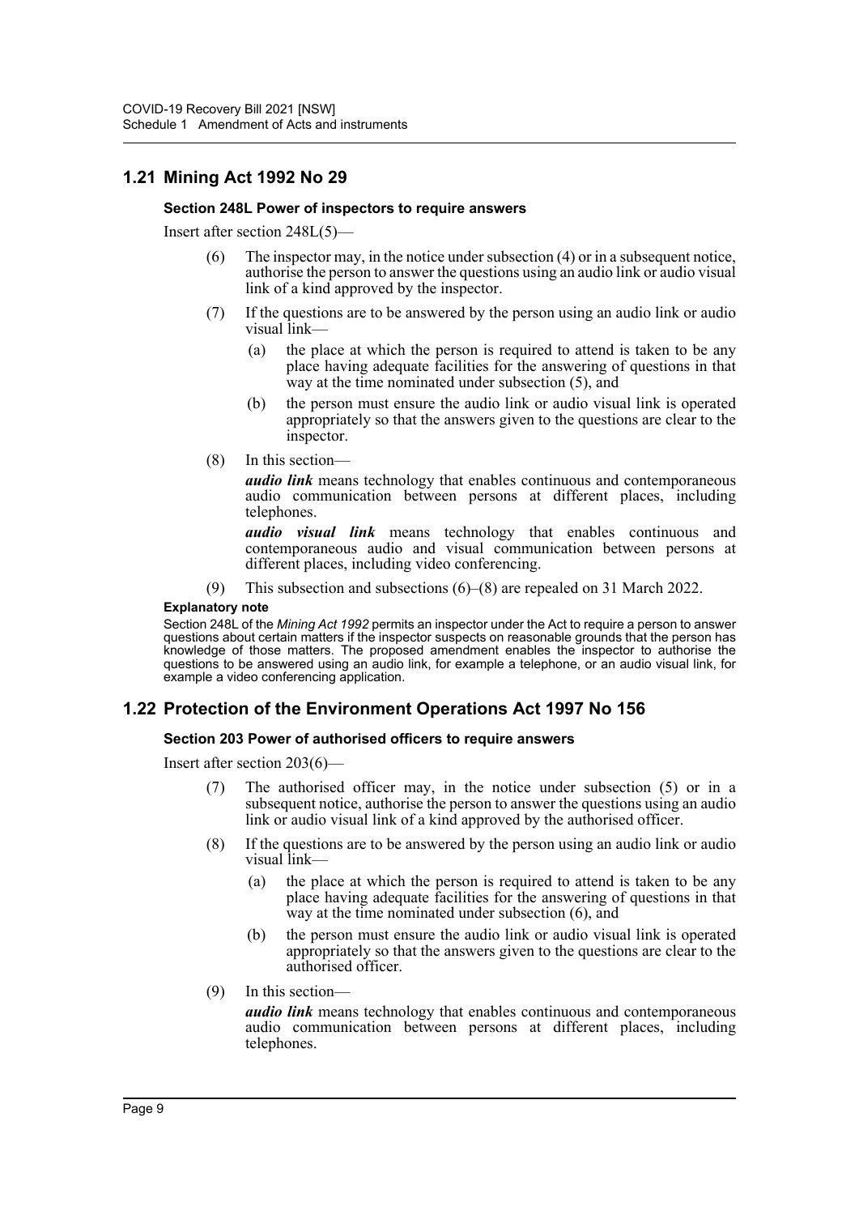## 1.21 Mining Act 1992 No 29

### Section 248L Power of inspectors to require answers

Insert after section 248L(5)—

(6) The inspector may, in the notice under subsection (4) or in a subsequent notice, authorise the person to answer the questions using an audio link or audio visual link of a kind approved by the inspector.

(7) If the questions are to be answered by the person using an audio link or audio visual link—

(a) the place at which the person is required to attend is taken to be any place having adequate facilities for the answering of questions in that way at the time nominated under subsection (5), and

(b) the person must ensure the audio link or audio visual link is operated appropriately so that the answers given to the questions are clear to the inspector.

(8) In this section—

***audio link*** means technology that enables continuous and contemporaneous audio communication between persons at different places, including telephones.

***audio visual link*** means technology that enables continuous and contemporaneous audio and visual communication between persons at different places, including video conferencing.

(9) This subsection and subsections (6)–(8) are repealed on 31 March 2022.

**Explanatory note**

Section 248L of the *Mining Act 1992* permits an inspector under the Act to require a person to answer questions about certain matters if the inspector suspects on reasonable grounds that the person has knowledge of those matters. The proposed amendment enables the inspector to authorise the questions to be answered using an audio link, for example a telephone, or an audio visual link, for example a video conferencing application.

## 1.22 Protection of the Environment Operations Act 1997 No 156

### Section 203 Power of authorised officers to require answers

Insert after section 203(6)—

(7) The authorised officer may, in the notice under subsection (5) or in a subsequent notice, authorise the person to answer the questions using an audio link or audio visual link of a kind approved by the authorised officer.

(8) If the questions are to be answered by the person using an audio link or audio visual link—

(a) the place at which the person is required to attend is taken to be any place having adequate facilities for the answering of questions in that way at the time nominated under subsection (6), and

(b) the person must ensure the audio link or audio visual link is operated appropriately so that the answers given to the questions are clear to the authorised officer.

(9) In this section—

***audio link*** means technology that enables continuous and contemporaneous audio communication between persons at different places, including telephones.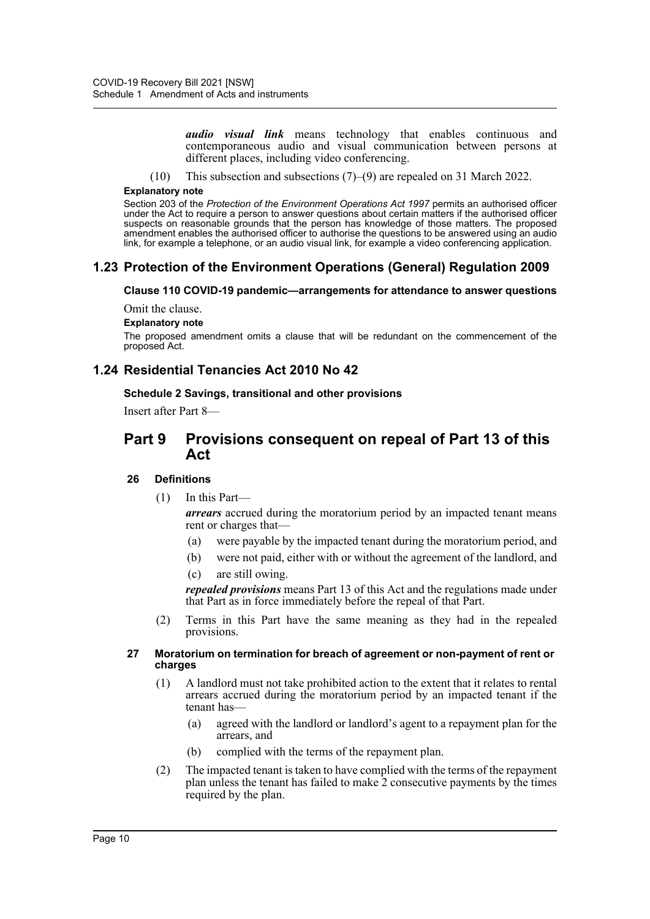***audio visual link*** means technology that enables continuous and contemporaneous audio and visual communication between persons at different places, including video conferencing.

(10) This subsection and subsections (7)–(9) are repealed on 31 March 2022.

**Explanatory note**

Section 203 of the *Protection of the Environment Operations Act 1997* permits an authorised officer under the Act to require a person to answer questions about certain matters if the authorised officer suspects on reasonable grounds that the person has knowledge of those matters. The proposed amendment enables the authorised officer to authorise the questions to be answered using an audio link, for example a telephone, or an audio visual link, for example a video conferencing application.

## 1.23 Protection of the Environment Operations (General) Regulation 2009

**Clause 110 COVID-19 pandemic—arrangements for attendance to answer questions**

Omit the clause.

**Explanatory note**

The proposed amendment omits a clause that will be redundant on the commencement of the proposed Act.

## 1.24 Residential Tenancies Act 2010 No 42

**Schedule 2 Savings, transitional and other provisions**

Insert after Part 8—

# Part 9 Provisions consequent on repeal of Part 13 of this Act

#### 26 Definitions

(1) In this Part—

***arrears*** accrued during the moratorium period by an impacted tenant means rent or charges that—

(a) were payable by the impacted tenant during the moratorium period, and

(b) were not paid, either with or without the agreement of the landlord, and

(c) are still owing.

***repealed provisions*** means Part 13 of this Act and the regulations made under that Part as in force immediately before the repeal of that Part.

(2) Terms in this Part have the same meaning as they had in the repealed provisions.

#### 27 Moratorium on termination for breach of agreement or non-payment of rent or charges

(1) A landlord must not take prohibited action to the extent that it relates to rental arrears accrued during the moratorium period by an impacted tenant if the tenant has—

(a) agreed with the landlord or landlord's agent to a repayment plan for the arrears, and

(b) complied with the terms of the repayment plan.

(2) The impacted tenant is taken to have complied with the terms of the repayment plan unless the tenant has failed to make 2 consecutive payments by the times required by the plan.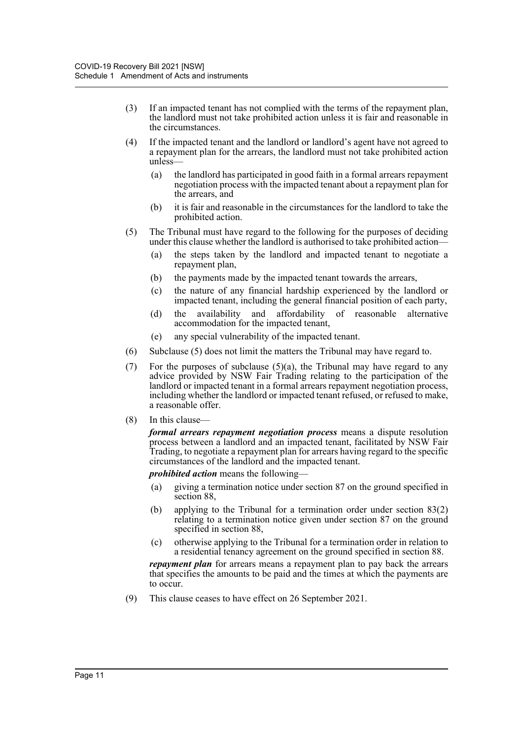(3) If an impacted tenant has not complied with the terms of the repayment plan, the landlord must not take prohibited action unless it is fair and reasonable in the circumstances.

(4) If the impacted tenant and the landlord or landlord's agent have not agreed to a repayment plan for the arrears, the landlord must not take prohibited action unless—

(a) the landlord has participated in good faith in a formal arrears repayment negotiation process with the impacted tenant about a repayment plan for the arrears, and

(b) it is fair and reasonable in the circumstances for the landlord to take the prohibited action.

(5) The Tribunal must have regard to the following for the purposes of deciding under this clause whether the landlord is authorised to take prohibited action—

(a) the steps taken by the landlord and impacted tenant to negotiate a repayment plan,

(b) the payments made by the impacted tenant towards the arrears,

(c) the nature of any financial hardship experienced by the landlord or impacted tenant, including the general financial position of each party,

(d) the availability and affordability of reasonable alternative accommodation for the impacted tenant,

(e) any special vulnerability of the impacted tenant.

(6) Subclause (5) does not limit the matters the Tribunal may have regard to.

(7) For the purposes of subclause (5)(a), the Tribunal may have regard to any advice provided by NSW Fair Trading relating to the participation of the landlord or impacted tenant in a formal arrears repayment negotiation process, including whether the landlord or impacted tenant refused, or refused to make, a reasonable offer.

(8) In this clause—

***formal arrears repayment negotiation process*** means a dispute resolution process between a landlord and an impacted tenant, facilitated by NSW Fair Trading, to negotiate a repayment plan for arrears having regard to the specific circumstances of the landlord and the impacted tenant.

***prohibited action*** means the following—

(a) giving a termination notice under section 87 on the ground specified in section 88,

(b) applying to the Tribunal for a termination order under section 83(2) relating to a termination notice given under section 87 on the ground specified in section 88,

(c) otherwise applying to the Tribunal for a termination order in relation to a residential tenancy agreement on the ground specified in section 88.

***repayment plan*** for arrears means a repayment plan to pay back the arrears that specifies the amounts to be paid and the times at which the payments are to occur.

(9) This clause ceases to have effect on 26 September 2021.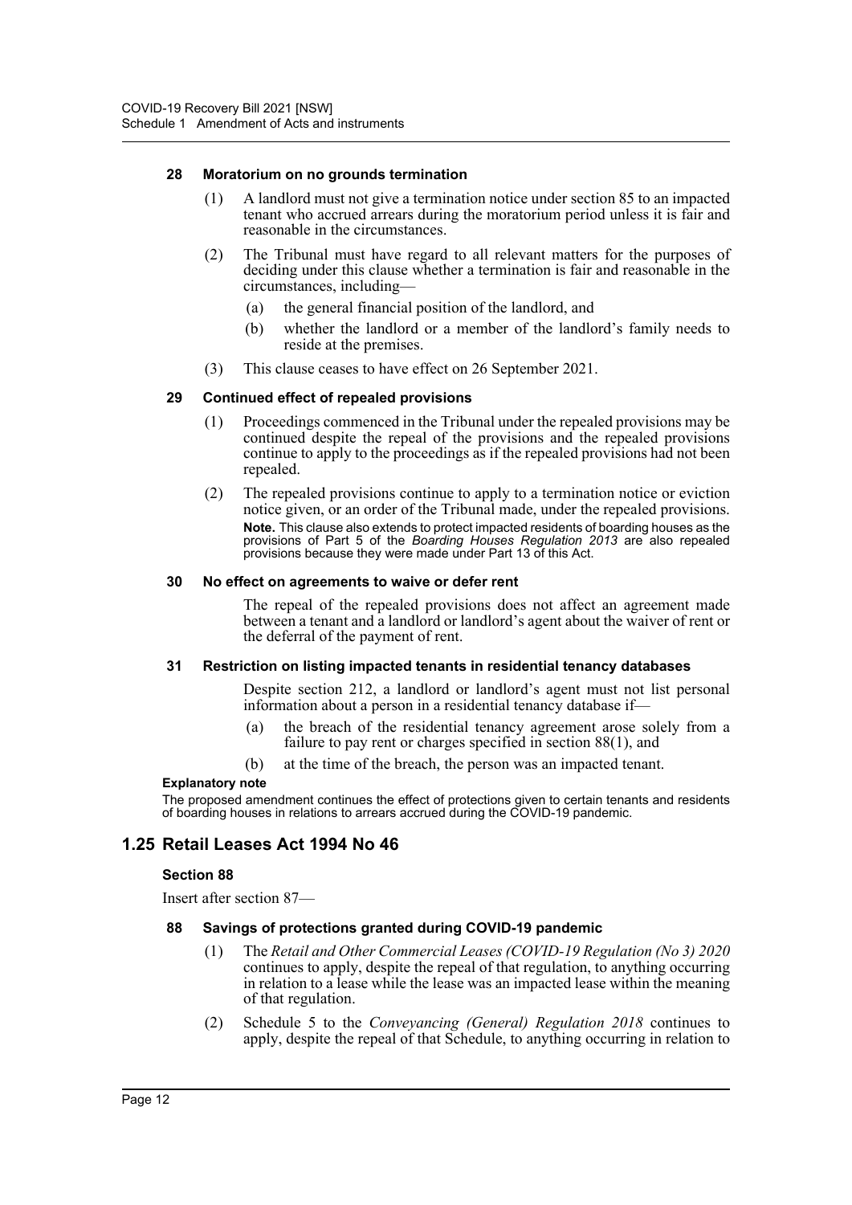**28 Moratorium on no grounds termination**

(1) A landlord must not give a termination notice under section 85 to an impacted tenant who accrued arrears during the moratorium period unless it is fair and reasonable in the circumstances.

(2) The Tribunal must have regard to all relevant matters for the purposes of deciding under this clause whether a termination is fair and reasonable in the circumstances, including—

(a) the general financial position of the landlord, and

(b) whether the landlord or a member of the landlord's family needs to reside at the premises.

(3) This clause ceases to have effect on 26 September 2021.

**29 Continued effect of repealed provisions**

(1) Proceedings commenced in the Tribunal under the repealed provisions may be continued despite the repeal of the provisions and the repealed provisions continue to apply to the proceedings as if the repealed provisions had not been repealed.

(2) The repealed provisions continue to apply to a termination notice or eviction notice given, or an order of the Tribunal made, under the repealed provisions.

**Note.** This clause also extends to protect impacted residents of boarding houses as the provisions of Part 5 of the *Boarding Houses Regulation 2013* are also repealed provisions because they were made under Part 13 of this Act.

**30 No effect on agreements to waive or defer rent**

The repeal of the repealed provisions does not affect an agreement made between a tenant and a landlord or landlord's agent about the waiver of rent or the deferral of the payment of rent.

**31 Restriction on listing impacted tenants in residential tenancy databases**

Despite section 212, a landlord or landlord's agent must not list personal information about a person in a residential tenancy database if—

(a) the breach of the residential tenancy agreement arose solely from a failure to pay rent or charges specified in section 88(1), and

(b) at the time of the breach, the person was an impacted tenant.

**Explanatory note**

The proposed amendment continues the effect of protections given to certain tenants and residents of boarding houses in relations to arrears accrued during the COVID-19 pandemic.

## 1.25 Retail Leases Act 1994 No 46

### Section 88

Insert after section 87—

**88 Savings of protections granted during COVID-19 pandemic**

(1) The *Retail and Other Commercial Leases (COVID-19 Regulation (No 3) 2020* continues to apply, despite the repeal of that regulation, to anything occurring in relation to a lease while the lease was an impacted lease within the meaning of that regulation.

(2) Schedule 5 to the *Conveyancing (General) Regulation 2018* continues to apply, despite the repeal of that Schedule, to anything occurring in relation to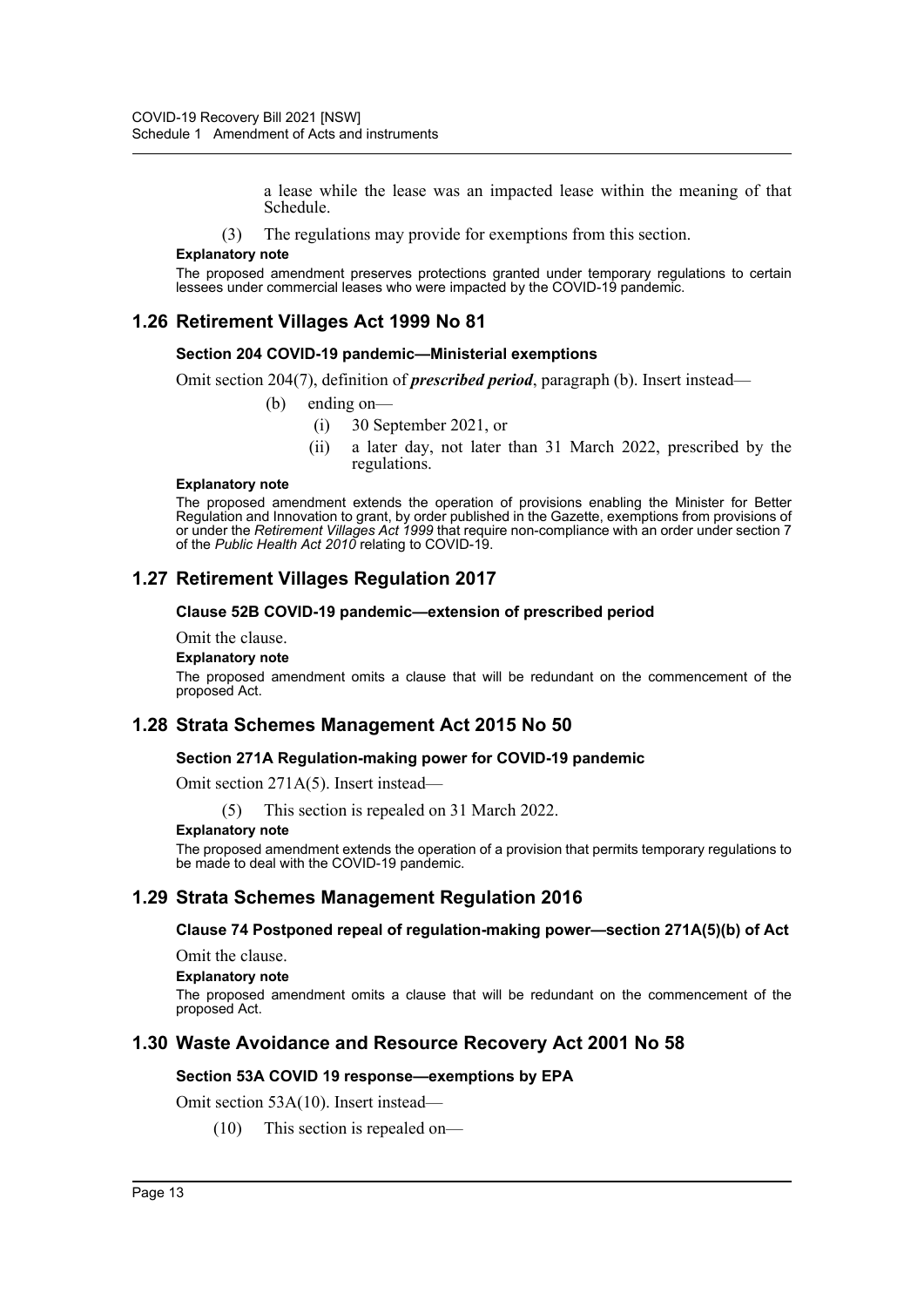a lease while the lease was an impacted lease within the meaning of that Schedule.

(3) The regulations may provide for exemptions from this section.

**Explanatory note**

The proposed amendment preserves protections granted under temporary regulations to certain lessees under commercial leases who were impacted by the COVID-19 pandemic.

## 1.26 Retirement Villages Act 1999 No 81

### Section 204 COVID-19 pandemic—Ministerial exemptions

Omit section 204(7), definition of ***prescribed period***, paragraph (b). Insert instead—

(b) ending on—

(i) 30 September 2021, or

(ii) a later day, not later than 31 March 2022, prescribed by the regulations.

**Explanatory note**

The proposed amendment extends the operation of provisions enabling the Minister for Better Regulation and Innovation to grant, by order published in the Gazette, exemptions from provisions of or under the *Retirement Villages Act 1999* that require non-compliance with an order under section 7 of the *Public Health Act 2010* relating to COVID-19.

## 1.27 Retirement Villages Regulation 2017

### Clause 52B COVID-19 pandemic—extension of prescribed period

Omit the clause.

**Explanatory note**

The proposed amendment omits a clause that will be redundant on the commencement of the proposed Act.

## 1.28 Strata Schemes Management Act 2015 No 50

### Section 271A Regulation-making power for COVID-19 pandemic

Omit section 271A(5). Insert instead—

(5) This section is repealed on 31 March 2022.

**Explanatory note**

The proposed amendment extends the operation of a provision that permits temporary regulations to be made to deal with the COVID-19 pandemic.

## 1.29 Strata Schemes Management Regulation 2016

### Clause 74 Postponed repeal of regulation-making power—section 271A(5)(b) of Act

Omit the clause.

**Explanatory note**

The proposed amendment omits a clause that will be redundant on the commencement of the proposed Act.

## 1.30 Waste Avoidance and Resource Recovery Act 2001 No 58

### Section 53A COVID 19 response—exemptions by EPA

Omit section 53A(10). Insert instead—

(10) This section is repealed on—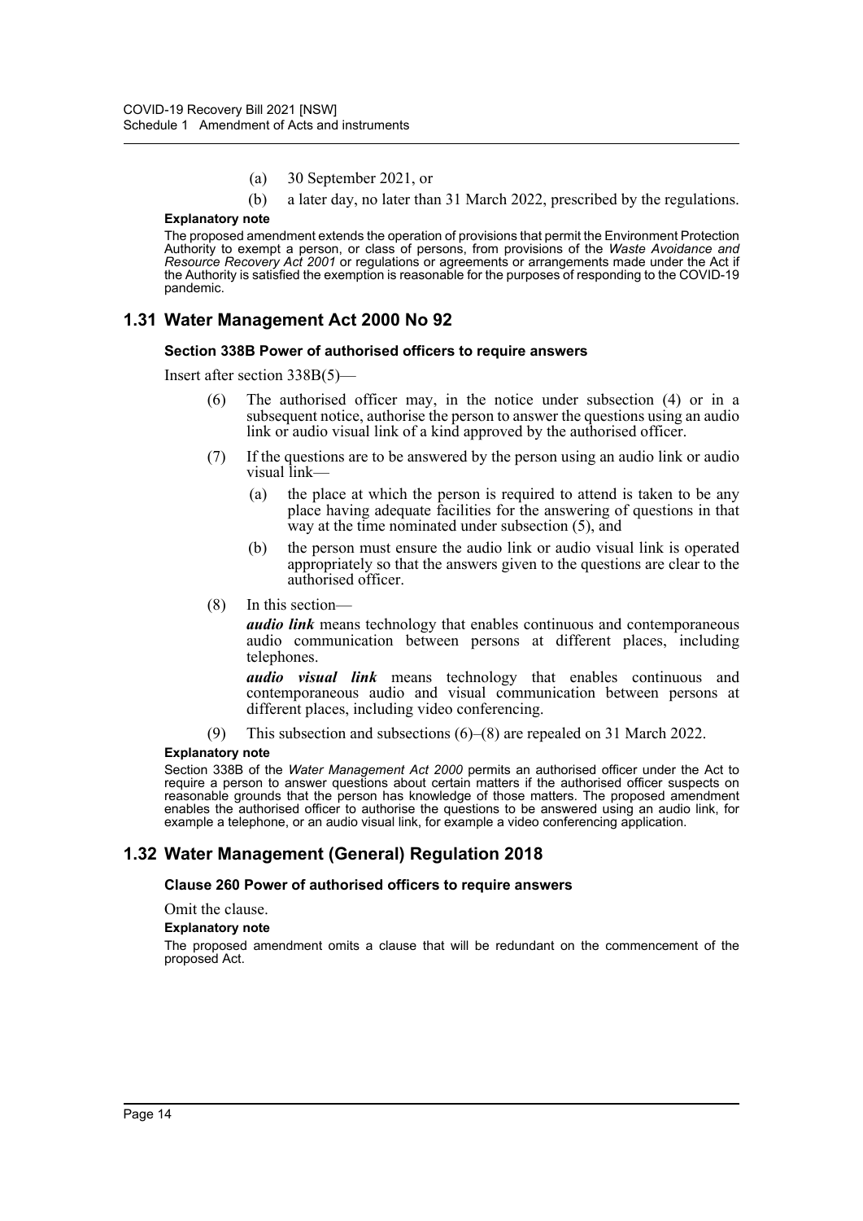(a) 30 September 2021, or

(b) a later day, no later than 31 March 2022, prescribed by the regulations.

**Explanatory note**

The proposed amendment extends the operation of provisions that permit the Environment Protection Authority to exempt a person, or class of persons, from provisions of the *Waste Avoidance and Resource Recovery Act 2001* or regulations or agreements or arrangements made under the Act if the Authority is satisfied the exemption is reasonable for the purposes of responding to the COVID-19 pandemic.

## 1.31 Water Management Act 2000 No 92

### Section 338B Power of authorised officers to require answers

Insert after section 338B(5)—

(6) The authorised officer may, in the notice under subsection (4) or in a subsequent notice, authorise the person to answer the questions using an audio link or audio visual link of a kind approved by the authorised officer.

(7) If the questions are to be answered by the person using an audio link or audio visual link—

(a) the place at which the person is required to attend is taken to be any place having adequate facilities for the answering of questions in that way at the time nominated under subsection (5), and

(b) the person must ensure the audio link or audio visual link is operated appropriately so that the answers given to the questions are clear to the authorised officer.

(8) In this section—

***audio link*** means technology that enables continuous and contemporaneous audio communication between persons at different places, including telephones.

***audio visual link*** means technology that enables continuous and contemporaneous audio and visual communication between persons at different places, including video conferencing.

(9) This subsection and subsections (6)–(8) are repealed on 31 March 2022.

**Explanatory note**

Section 338B of the *Water Management Act 2000* permits an authorised officer under the Act to require a person to answer questions about certain matters if the authorised officer suspects on reasonable grounds that the person has knowledge of those matters. The proposed amendment enables the authorised officer to authorise the questions to be answered using an audio link, for example a telephone, or an audio visual link, for example a video conferencing application.

## 1.32 Water Management (General) Regulation 2018

### Clause 260 Power of authorised officers to require answers

Omit the clause.

**Explanatory note**

The proposed amendment omits a clause that will be redundant on the commencement of the proposed Act.